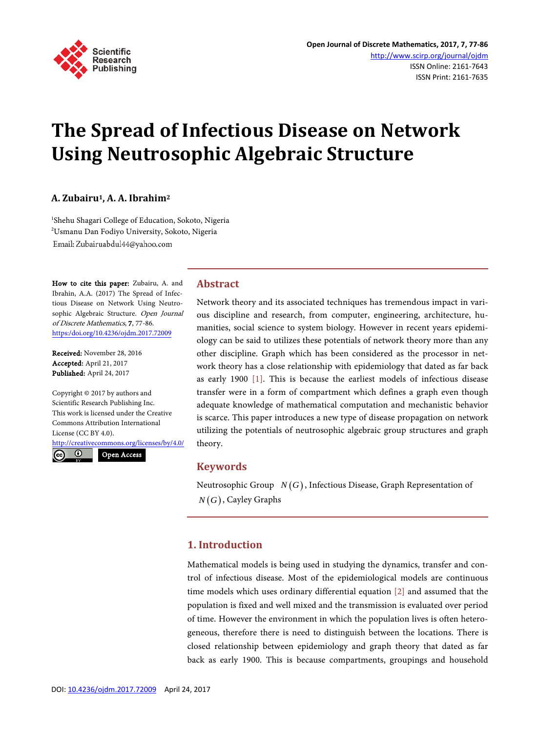# The Spread of Infectious Disease on Network Using Neutrosophic Algebraic Structure

**A. Zubairu[1], A. A. Ibrahim[2]**

[1]Shehu Shagari College of Education, Sokoto, Nigeria
[2]Usmanu Dan Fodiyo University, Sokoto, Nigeria
Email: Zubairuabdul44@yahoo.com

**How to cite this paper:** Zubairu, A. and Ibrahin, A.A. (2017) The Spread of Infectious Disease on Network Using Neutrosophic Algebraic Structure. *Open Journal of Discrete Mathematics*, **7**, 77-86.
https://doi.org/10.4236/ojdm.2017.72009

**Received:** November 28, 2016
**Accepted:** April 21, 2017
**Published:** April 24, 2017

Copyright © 2017 by authors and Scientific Research Publishing Inc.
This work is licensed under the Creative Commons Attribution International License (CC BY 4.0).
http://creativecommons.org/licenses/by/4.0/

Open Access

## Abstract

Network theory and its associated techniques has tremendous impact in various discipline and research, from computer, engineering, architecture, humanities, social science to system biology. However in recent years epidemiology can be said to utilizes these potentials of network theory more than any other discipline. Graph which has been considered as the processor in network theory has a close relationship with epidemiology that dated as far back as early 1900 [1]. This is because the earliest models of infectious disease transfer were in a form of compartment which defines a graph even though adequate knowledge of mathematical computation and mechanistic behavior is scarce. This paper introduces a new type of disease propagation on network utilizing the potentials of neutrosophic algebraic group structures and graph theory.

## Keywords

Neutrosophic Group $N(G)$, Infectious Disease, Graph Representation of $N(G)$, Cayley Graphs

## 1. Introduction

Mathematical models is being used in studying the dynamics, transfer and control of infectious disease. Most of the epidemiological models are continuous time models which uses ordinary differential equation [2] and assumed that the population is fixed and well mixed and the transmission is evaluated over period of time. However the environment in which the population lives is often heterogeneous, therefore there is need to distinguish between the locations. There is closed relationship between epidemiology and graph theory that dated as far back as early 1900. This is because compartments, groupings and household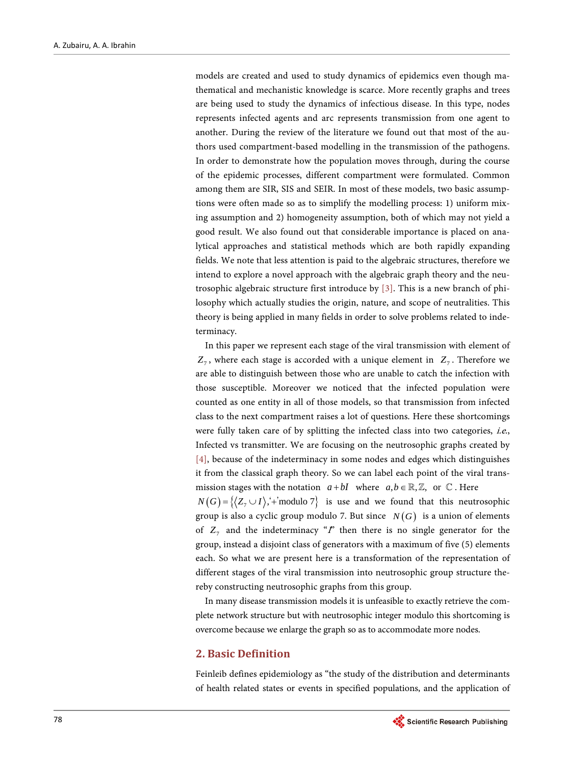models are created and used to study dynamics of epidemics even though mathematical and mechanistic knowledge is scarce. More recently graphs and trees are being used to study the dynamics of infectious disease. In this type, nodes represents infected agents and arc represents transmission from one agent to another. During the review of the literature we found out that most of the authors used compartment-based modelling in the transmission of the pathogens. In order to demonstrate how the population moves through, during the course of the epidemic processes, different compartment were formulated. Common among them are SIR, SIS and SEIR. In most of these models, two basic assumptions were often made so as to simplify the modelling process: 1) uniform mixing assumption and 2) homogeneity assumption, both of which may not yield a good result. We also found out that considerable importance is placed on analytical approaches and statistical methods which are both rapidly expanding fields. We note that less attention is paid to the algebraic structures, therefore we intend to explore a novel approach with the algebraic graph theory and the neutrosophic algebraic structure first introduce by [3]. This is a new branch of philosophy which actually studies the origin, nature, and scope of neutralities. This theory is being applied in many fields in order to solve problems related to indeterminacy.

In this paper we represent each stage of the viral transmission with element of $Z_7$, where each stage is accorded with a unique element in $Z_7$. Therefore we are able to distinguish between those who are unable to catch the infection with those susceptible. Moreover we noticed that the infected population were counted as one entity in all of those models, so that transmission from infected class to the next compartment raises a lot of questions. Here these shortcomings were fully taken care of by splitting the infected class into two categories, *i.e.*, Infected vs transmitter. We are focusing on the neutrosophic graphs created by [4], because of the indeterminacy in some nodes and edges which distinguishes it from the classical graph theory. So we can label each point of the viral transmission stages with the notation $a+bI$ where $a,b \in \mathbb{R}, \mathbb{Z},$ or $\mathbb{C}$. Here $N(G)=\{\langle Z_7 \cup I \rangle, \text{'+'modulo } 7\}$ is use and we found that this neutrosophic group is also a cyclic group modulo 7. But since $N(G)$ is a union of elements of $Z_7$ and the indeterminacy "*I*" then there is no single generator for the group, instead a disjoint class of generators with a maximum of five (5) elements each. So what we are present here is a transformation of the representation of different stages of the viral transmission into neutrosophic group structure thereby constructing neutrosophic graphs from this group.

In many disease transmission models it is unfeasible to exactly retrieve the complete network structure but with neutrosophic integer modulo this shortcoming is overcome because we enlarge the graph so as to accommodate more nodes.

## 2. Basic Definition

Feinleib defines epidemiology as "the study of the distribution and determinants of health related states or events in specified populations, and the application of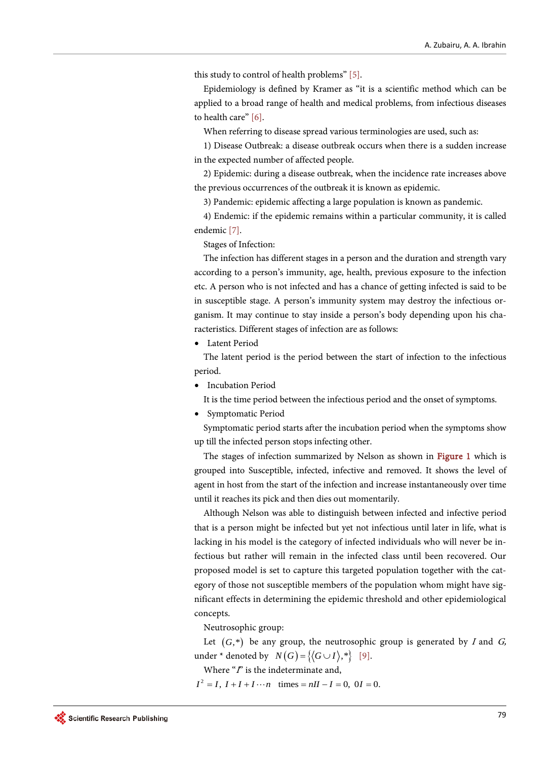this study to control of health problems” [5].

Epidemiology is defined by Kramer as “it is a scientific method which can be applied to a broad range of health and medical problems, from infectious diseases to health care” [6].

When referring to disease spread various terminologies are used, such as:

1) Disease Outbreak: a disease outbreak occurs when there is a sudden increase in the expected number of affected people.

2) Epidemic: during a disease outbreak, when the incidence rate increases above the previous occurrences of the outbreak it is known as epidemic.

3) Pandemic: epidemic affecting a large population is known as pandemic.

4) Endemic: if the epidemic remains within a particular community, it is called endemic [7].

Stages of Infection:

The infection has different stages in a person and the duration and strength vary according to a person’s immunity, age, health, previous exposure to the infection etc. A person who is not infected and has a chance of getting infected is said to be in susceptible stage. A person’s immunity system may destroy the infectious organism. It may continue to stay inside a person’s body depending upon his characteristics. Different stages of infection are as follows:

- Latent Period

The latent period is the period between the start of infection to the infectious period.

- Incubation Period

It is the time period between the infectious period and the onset of symptoms.

- Symptomatic Period

Symptomatic period starts after the incubation period when the symptoms show up till the infected person stops infecting other.

The stages of infection summarized by Nelson as shown in **Figure 1** which is grouped into Susceptible, infected, infective and removed. It shows the level of agent in host from the start of the infection and increase instantaneously over time until it reaches its pick and then dies out momentarily.

Although Nelson was able to distinguish between infected and infective period that is a person might be infected but yet not infectious until later in life, what is lacking in his model is the category of infected individuals who will never be infectious but rather will remain in the infected class until been recovered. Our proposed model is set to capture this targeted population together with the category of those not susceptible members of the population whom might have significant effects in determining the epidemic threshold and other epidemiological concepts.

Neutrosophic group:

Let $(G,*)$ be any group, the neutrosophic group is generated by $I$ and $G$, under * denoted by $N(G)=\{\langle G\cup I\rangle,*\}$ [9].

Where “$I$” is the indeterminate and,

$I^2=I,\ I+I+I\cdots n\ \text{ times}=nII-I=0,\ 0I=0.$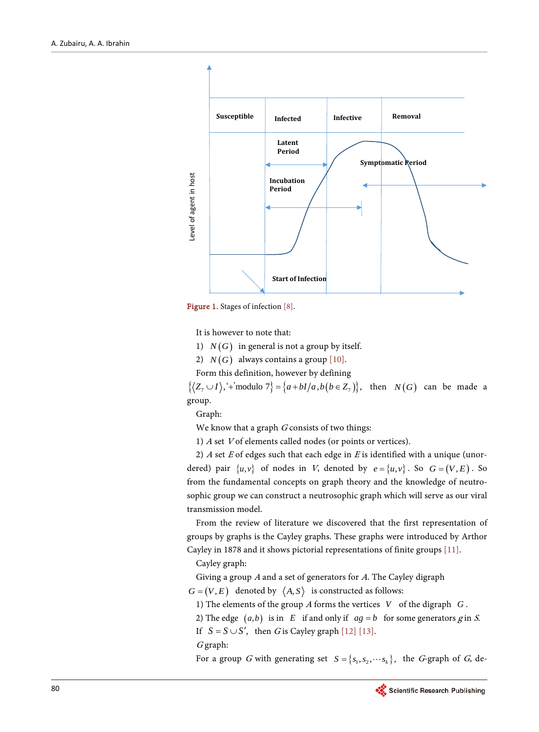Figure 1. Stages of infection [8].

It is however to note that:

1) $N(G)$ in general is not a group by itself.

2) $N(G)$ always contains a group [10].

Form this definition, however by defining $\{\langle Z_7 \cup I\rangle, \text{'+'}\text{modulo } 7\} = \{a + bI/a, b(b \in Z_7)\}$, then $N(G)$ can be made a group.

Graph:

We know that a graph $G$ consists of two things:

1) A set $V$ of elements called nodes (or points or vertices).

2) A set $E$ of edges such that each edge in $E$ is identified with a unique (unordered) pair $\{u,v\}$ of nodes in $V$, denoted by $e = \{u,v\}$. So $G = (V,E)$. So from the fundamental concepts on graph theory and the knowledge of neutrosophic group we can construct a neutrosophic graph which will serve as our viral transmission model.

From the review of literature we discovered that the first representation of groups by graphs is the Cayley graphs. These graphs were introduced by Arthur Cayley in 1878 and it shows pictorial representations of finite groups [11].

Cayley graph:

Giving a group $A$ and a set of generators for $A$. The Cayley digraph $G = (V,E)$ denoted by $\langle A,S\rangle$ is constructed as follows:

1) The elements of the group $A$ forms the vertices $V$ of the digraph $G$.

2) The edge $(a,b)$ is in $E$ if and only if $ag = b$ for some generators $g$ in $S$.

If $S = S \cup S'$, then $G$ is Cayley graph [12] [13].

$G$ graph:

For a group $G$ with generating set $S = \{s_1, s_2, \cdots s_k\}$, the $G$-graph of $G$, de-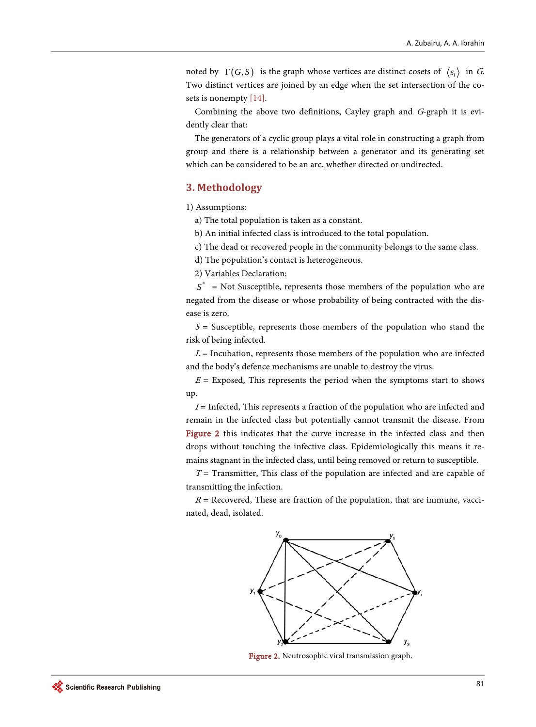noted by $\Gamma(G,S)$ is the graph whose vertices are distinct cosets of $\langle s_i \rangle$ in $G$. Two distinct vertices are joined by an edge when the set intersection of the cosets is nonempty [14].

Combining the above two definitions, Cayley graph and $G$-graph it is evidently clear that:

The generators of a cyclic group plays a vital role in constructing a graph from group and there is a relationship between a generator and its generating set which can be considered to be an arc, whether directed or undirected.

## 3. Methodology

1) Assumptions:

a) The total population is taken as a constant.

b) An initial infected class is introduced to the total population.

c) The dead or recovered people in the community belongs to the same class.

d) The population's contact is heterogeneous.

2) Variables Declaration:

$S^*$ = Not Susceptible, represents those members of the population who are negated from the disease or whose probability of being contracted with the disease is zero.

$S$ = Susceptible, represents those members of the population who stand the risk of being infected.

$L$ = Incubation, represents those members of the population who are infected and the body's defence mechanisms are unable to destroy the virus.

$E$ = Exposed, This represents the period when the symptoms start to shows up.

$I$ = Infected, This represents a fraction of the population who are infected and remain in the infected class but potentially cannot transmit the disease. From Figure 2 this indicates that the curve increase in the infected class and then drops without touching the infective class. Epidemiologically this means it remains stagnant in the infected class, until being removed or return to susceptible.

$T$ = Transmitter, This class of the population are infected and are capable of transmitting the infection.

$R$ = Recovered, These are fraction of the population, that are immune, vaccinated, dead, isolated.

Figure 2. Neutrosophic viral transmission graph.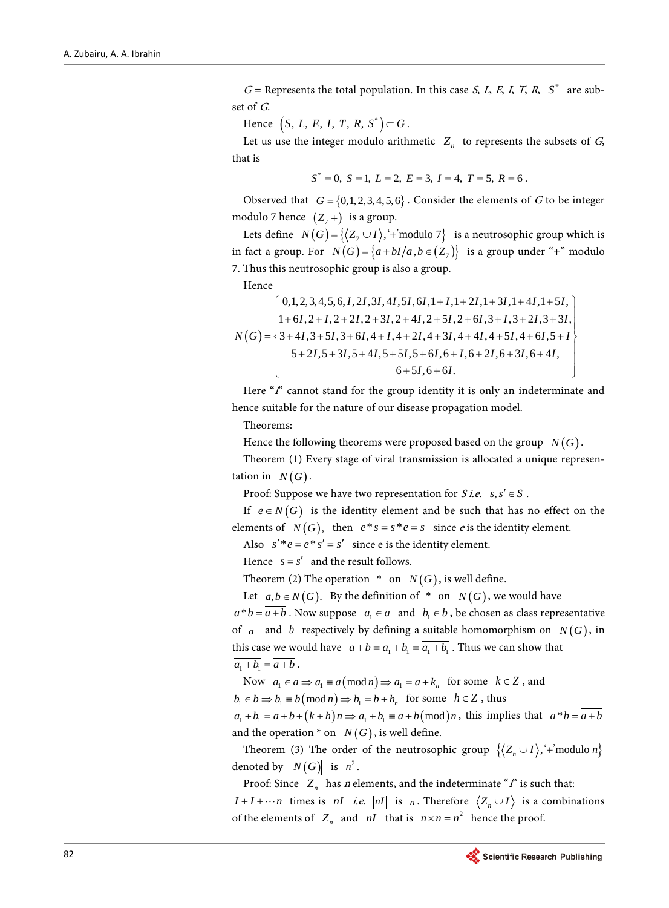$G$ = Represents the total population. In this case $S$, $L$, $E$, $I$, $T$, $R$, $S^*$ are subset of $G$.

Hence $\left(S,\ L,\ E,\ I,\ T,\ R,\ S^*\right) \subset G$.

Let us use the integer modulo arithmetic $Z_n$ to represents the subsets of $G$, that is

$$S^* = 0,\ S = 1,\ L = 2,\ E = 3,\ I = 4,\ T = 5,\ R = 6.$$

Observed that $G = \{0,1,2,3,4,5,6\}$. Consider the elements of $G$ to be integer modulo 7 hence $(Z_7 +)$ is a group.

Lets define $N(G) = \{\langle Z_7 \cup I\rangle, \text{'+'modulo } 7\}$ is a neutrosophic group which is in fact a group. For $N(G) = \{a + bI / a, b \in (Z_7)\}$ is a group under "+" modulo 7. Thus this neutrosophic group is also a group.

Hence

$$N(G) = \left\{ \begin{array}{c} 0,1,2,3,4,5,6,I,2I,3I,4I,5I,6I,1+I,1+2I,1+3I,1+4I,1+5I, \\ 1+6I,2+I,2+2I,2+3I,2+4I,2+5I,2+6I,3+I,3+2I,3+3I, \\ 3+4I,3+5I,3+6I,4+I,4+2I,4+3I,4+4I,4+5I,4+6I,5+I \\ 5+2I,5+3I,5+4I,5+5I,5+6I,6+I,6+2I,6+3I,6+4I, \\ 6+5I,6+6I. \end{array} \right\}$$

Here "$I$" cannot stand for the group identity it is only an indeterminate and hence suitable for the nature of our disease propagation model.

Theorems:

Hence the following theorems were proposed based on the group $N(G)$.

Theorem (1) Every stage of viral transmission is allocated a unique representation in $N(G)$.

Proof: Suppose we have two representation for $S$ *i.e.* $s, s' \in S$.

If $e \in N(G)$ is the identity element and be such that has no effect on the elements of $N(G)$, then $e * s = s * e = s$ since $e$ is the identity element.

Also $s' * e = e * s' = s'$ since e is the identity element.

Hence $s = s'$ and the result follows.

Theorem (2) The operation $*$ on $N(G)$, is well define.

Let $a, b \in N(G)$. By the definition of $*$ on $N(G)$, we would have $a * b = \overline{a+b}$. Now suppose $a_1 \in a$ and $b_1 \in b$, be chosen as class representative of $a$ and $b$ respectively by defining a suitable homomorphism on $N(G)$, in this case we would have $a + b = a_1 + b_1 = \overline{a_1 + b_1}$. Thus we can show that $\overline{a_1 + b_1} = \overline{a+b}$.

Now $a_1 \in a \Rightarrow a_1 \equiv a(\text{mod}\, n) \Rightarrow a_1 = a + k_n$ for some $k \in Z$, and $b_1 \in b \Rightarrow b_1 \equiv b(\text{mod}\, n) \Rightarrow b_1 = b + h_n$ for some $h \in Z$, thus $a_1 + b_1 = a + b + (k+h)n \Rightarrow a_1 + b_1 \equiv a + b(\text{mod})n$, this implies that $a * b = \overline{a+b}$ and the operation $*$ on $N(G)$, is well define.

Theorem (3) The order of the neutrosophic group $\{\langle Z_n \cup I\rangle, \text{'+'modulo } n\}$ denoted by $|N(G)|$ is $n^2$.

Proof: Since $Z_n$ has $n$ elements, and the indeterminate "$I$" is such that: $I + I + \cdots n$ times is $nI$ *i.e.* $|nI|$ is $n$. Therefore $\langle Z_n \cup I\rangle$ is a combinations of the elements of $Z_n$ and $nI$ that is $n \times n = n^2$ hence the proof.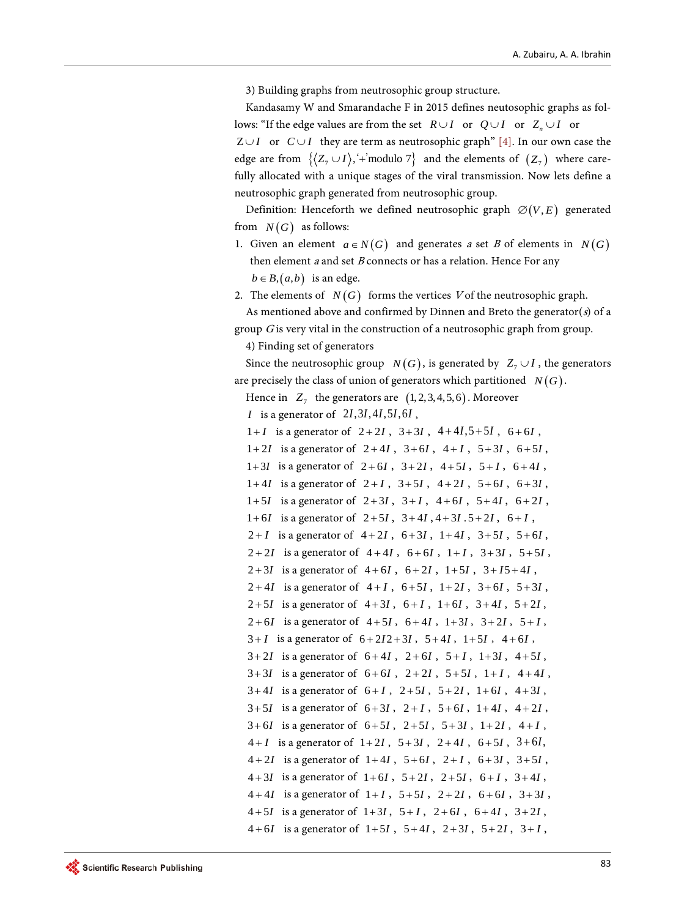3) Building graphs from neutrosophic group structure.

Kandasamy W and Smarandache F in 2015 defines neutosophic graphs as follows: "If the edge values are from the set $R \cup I$ or $Q \cup I$ or $Z_n \cup I$ or $Z \cup I$ or $C \cup I$ they are term as neutrosophic graph" [4]. In our own case the edge are from $\{\langle Z_7 \cup I \rangle, \text{'+'modulo } 7\}$ and the elements of $(Z_7)$ where carefully allocated with a unique stages of the viral transmission. Now lets define a neutrosophic graph generated from neutrosophic group.

Definition: Henceforth we defined neutrosophic graph $\varnothing(V, E)$ generated from $N(G)$ as follows:

1. Given an element $a \in N(G)$ and generates $a$ set $B$ of elements in $N(G)$ then element $a$ and set $B$ connects or has a relation. Hence For any $b \in B, (a,b)$ is an edge.
2. The elements of $N(G)$ forms the vertices $V$ of the neutrosophic graph.

As mentioned above and confirmed by Dinnen and Breto the generator(*s*) of a group $G$ is very vital in the construction of a neutrosophic graph from group.

4) Finding set of generators

Since the neutrosophic group $N(G)$, is generated by $Z_7 \cup I$, the generators are precisely the class of union of generators which partitioned $N(G)$.

Hence in $Z_7$ the generators are $(1,2,3,4,5,6)$. Moreover

$I$ is a generator of $2I, 3I, 4I, 5I, 6I$,

$1+I$ is a generator of $2+2I$, $3+3I$, $4+4I, 5+5I$, $6+6I$,

$1+2I$ is a generator of $2+4I$, $3+6I$, $4+I$, $5+3I$, $6+5I$,

$1+3I$ is a generator of $2+6I$, $3+2I$, $4+5I$, $5+I$, $6+4I$,

$1+4I$ is a generator of $2+I$, $3+5I$, $4+2I$, $5+6I$, $6+3I$,

$1+5I$ is a generator of $2+3I$, $3+I$, $4+6I$, $5+4I$, $6+2I$,

$1+6I$ is a generator of $2+5I$, $3+4I, 4+3I . 5+2I$, $6+I$,

$2+I$ is a generator of $4+2I$, $6+3I$, $1+4I$, $3+5I$, $5+6I$,

$2+2I$ is a generator of $4+4I$, $6+6I$, $1+I$, $3+3I$, $5+5I$,

$2+3I$ is a generator of $4+6I$, $6+2I$, $1+5I$, $3+I5+4I$,

$2+4I$ is a generator of $4+I$, $6+5I$, $1+2I$, $3+6I$, $5+3I$,

$2+5I$ is a generator of $4+3I$, $6+I$, $1+6I$, $3+4I$, $5+2I$,

$2+6I$ is a generator of $4+5I$, $6+4I$, $1+3I$, $3+2I$, $5+I$,

$3+I$ is a generator of $6+2I2+3I$, $5+4I$, $1+5I$, $4+6I$,

$3+2I$ is a generator of $6+4I$, $2+6I$, $5+I$, $1+3I$, $4+5I$,

$3+3I$ is a generator of $6+6I$, $2+2I$, $5+5I$, $1+I$, $4+4I$,

$3+4I$ is a generator of $6+I$, $2+5I$, $5+2I$, $1+6I$, $4+3I$,

$3+5I$ is a generator of $6+3I$, $2+I$, $5+6I$, $1+4I$, $4+2I$,

$3+6I$ is a generator of $6+5I$, $2+5I$, $5+3I$, $1+2I$, $4+I$,

$4+I$ is a generator of $1+2I$, $5+3I$, $2+4I$, $6+5I$, $3+6I$,

$4+2I$ is a generator of $1+4I$, $5+6I$, $2+I$, $6+3I$, $3+5I$,

$4+3I$ is a generator of $1+6I$, $5+2I$, $2+5I$, $6+I$, $3+4I$,

$4+4I$ is a generator of $1+I$, $5+5I$, $2+2I$, $6+6I$, $3+3I$,

$4+5I$ is a generator of $1+3I$, $5+I$, $2+6I$, $6+4I$, $3+2I$,

$4+6I$ is a generator of $1+5I$, $5+4I$, $2+3I$, $5+2I$, $3+I$,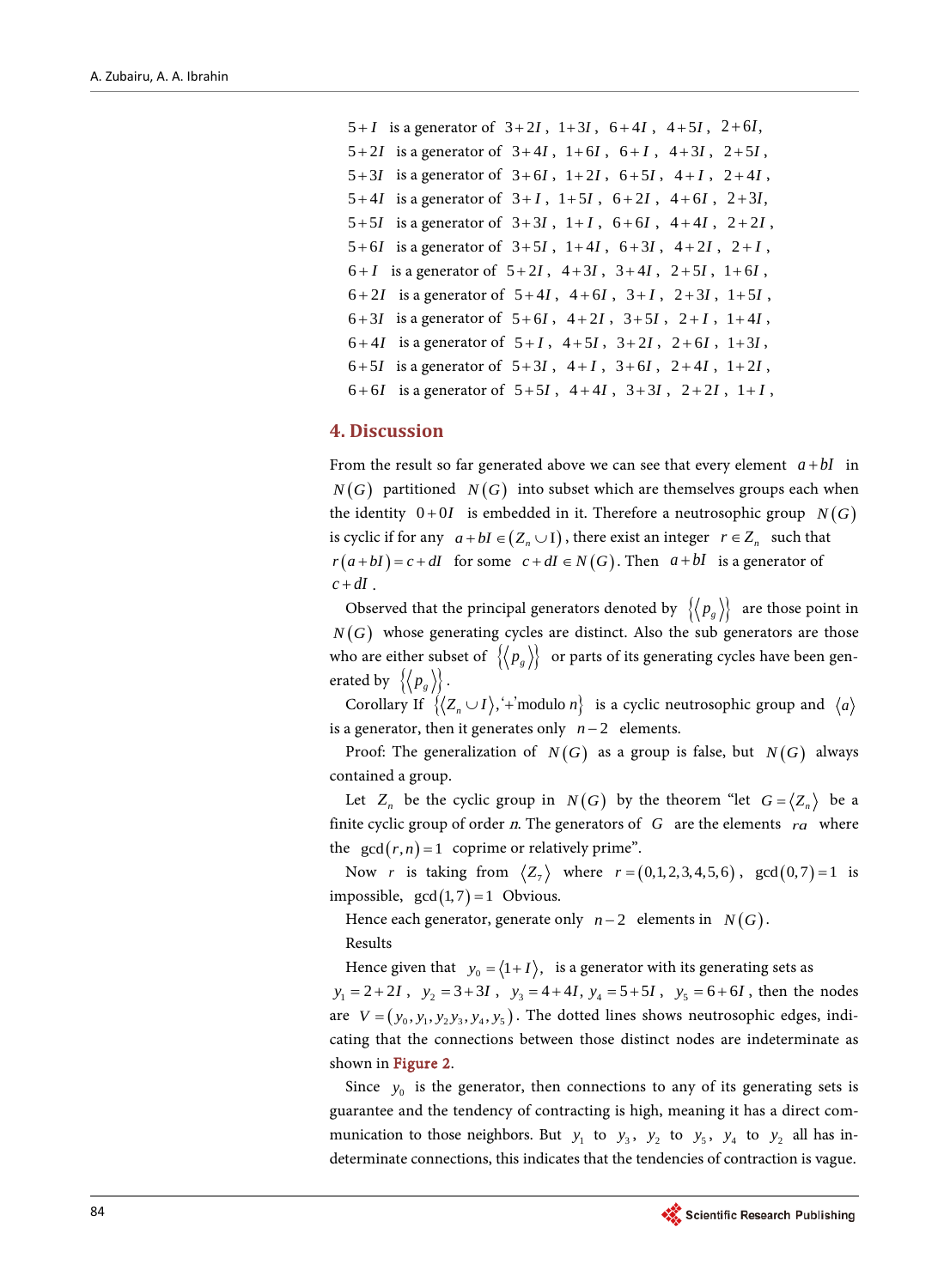$5+I$ is a generator of $3+2I$, $1+3I$, $6+4I$, $4+5I$, $2+6I$,
$5+2I$ is a generator of $3+4I$, $1+6I$, $6+I$, $4+3I$, $2+5I$,
$5+3I$ is a generator of $3+6I$, $1+2I$, $6+5I$, $4+I$, $2+4I$,
$5+4I$ is a generator of $3+I$, $1+5I$, $6+2I$, $4+6I$, $2+3I$,
$5+5I$ is a generator of $3+3I$, $1+I$, $6+6I$, $4+4I$, $2+2I$,
$5+6I$ is a generator of $3+5I$, $1+4I$, $6+3I$, $4+2I$, $2+I$,
$6+I$ is a generator of $5+2I$, $4+3I$, $3+4I$, $2+5I$, $1+6I$,
$6+2I$ is a generator of $5+4I$, $4+6I$, $3+I$, $2+3I$, $1+5I$,
$6+3I$ is a generator of $5+6I$, $4+2I$, $3+5I$, $2+I$, $1+4I$,
$6+4I$ is a generator of $5+I$, $4+5I$, $3+2I$, $2+6I$, $1+3I$,
$6+5I$ is a generator of $5+3I$, $4+I$, $3+6I$, $2+4I$, $1+2I$,
$6+6I$ is a generator of $5+5I$, $4+4I$, $3+3I$, $2+2I$, $1+I$,

## 4. Discussion

From the result so far generated above we can see that every element $a+bI$ in $N(G)$ partitioned $N(G)$ into subset which are themselves groups each when the identity $0+0I$ is embedded in it. Therefore a neutrosophic group $N(G)$ is cyclic if for any $a+bI \in (Z_n \cup \text{I})$, there exist an integer $r \in Z_n$ such that $r(a+bI) = c+dI$ for some $c+dI \in N(G)$. Then $a+bI$ is a generator of $c+dI$.

Observed that the principal generators denoted by $\{\langle p_g \rangle\}$ are those point in $N(G)$ whose generating cycles are distinct. Also the sub generators are those who are either subset of $\{\langle p_g \rangle\}$ or parts of its generating cycles have been generated by $\{\langle p_g \rangle\}$.

Corollary If $\{\langle Z_n \cup I \rangle, \text{'+'modulo } n\}$ is a cyclic neutrosophic group and $\langle a \rangle$ is a generator, then it generates only $n-2$ elements.

Proof: The generalization of $N(G)$ as a group is false, but $N(G)$ always contained a group.

Let $Z_n$ be the cyclic group in $N(G)$ by the theorem "let $G = \langle Z_n \rangle$ be a finite cyclic group of order *n*. The generators of $G$ are the elements $ra$ where the $\gcd(r,n)=1$ coprime or relatively prime".

Now $r$ is taking from $\langle Z_7 \rangle$ where $r=(0,1,2,3,4,5,6)$, $\gcd(0,7)=1$ is impossible, $\gcd(1,7)=1$ Obvious.

Hence each generator, generate only $n-2$ elements in $N(G)$.

Results

Hence given that $y_0 = \langle 1+I \rangle$, is a generator with its generating sets as $y_1 = 2+2I$, $y_2 = 3+3I$, $y_3 = 4+4I$, $y_4 = 5+5I$, $y_5 = 6+6I$, then the nodes are $V = (y_0, y_1, y_2 y_3, y_4, y_5)$. The dotted lines shows neutrosophic edges, indicating that the connections between those distinct nodes are indeterminate as shown in Figure 2.

Since $y_0$ is the generator, then connections to any of its generating sets is guarantee and the tendency of contracting is high, meaning it has a direct communication to those neighbors. But $y_1$ to $y_3$, $y_2$ to $y_5$, $y_4$ to $y_2$ all has indeterminate connections, this indicates that the tendencies of contraction is vague.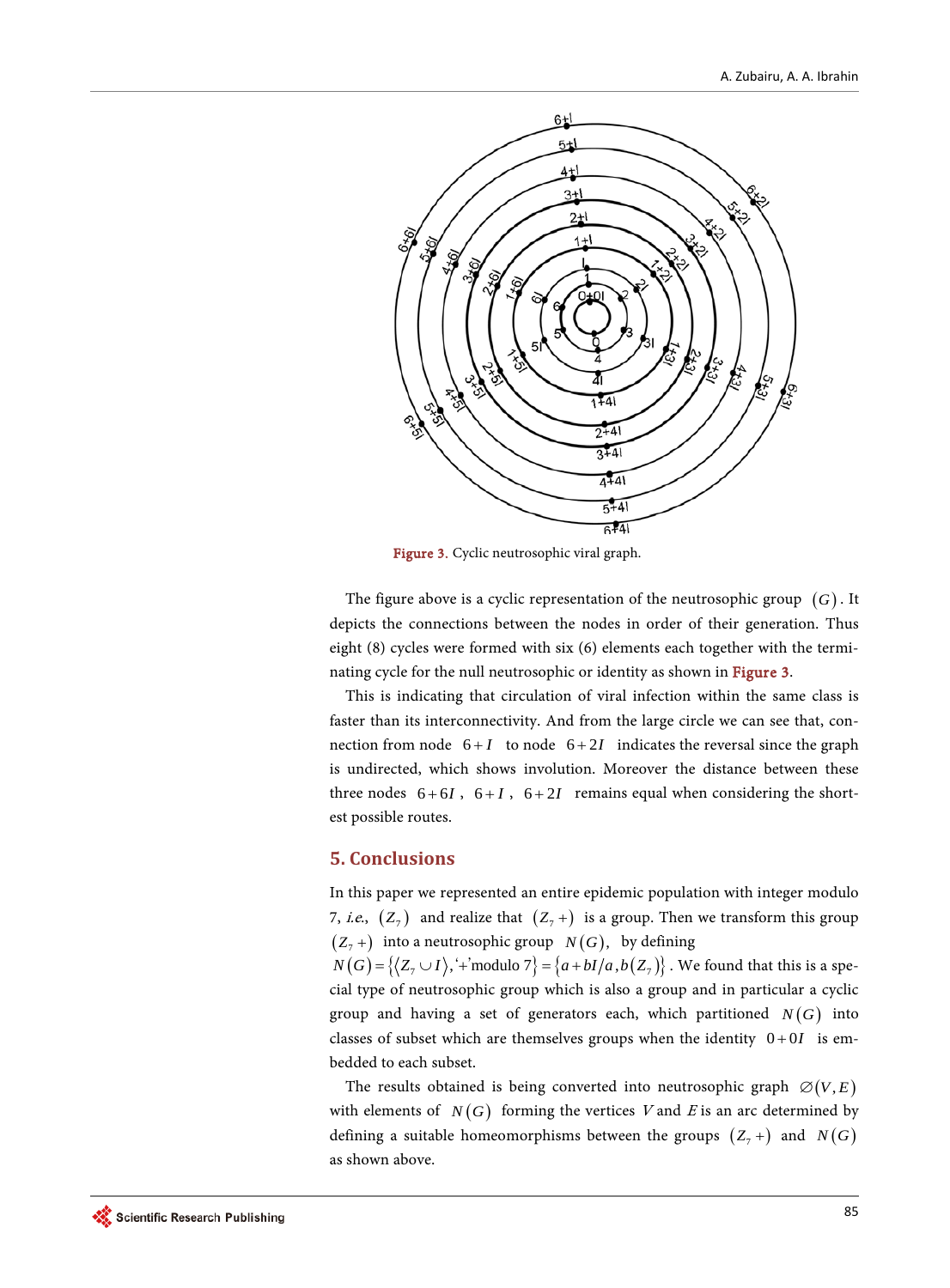Figure 3. Cyclic neutrosophic viral graph.

The figure above is a cyclic representation of the neutrosophic group $(G)$. It depicts the connections between the nodes in order of their generation. Thus eight (8) cycles were formed with six (6) elements each together with the terminating cycle for the null neutrosophic or identity as shown in Figure 3.

This is indicating that circulation of viral infection within the same class is faster than its interconnectivity. And from the large circle we can see that, connection from node $6+I$ to node $6+2I$ indicates the reversal since the graph is undirected, which shows involution. Moreover the distance between these three nodes $6+6I$, $6+I$, $6+2I$ remains equal when considering the shortest possible routes.

## 5. Conclusions

In this paper we represented an entire epidemic population with integer modulo 7, *i.e.*, $(Z_7)$ and realize that $(Z_7 +)$ is a group. Then we transform this group $(Z_7 +)$ into a neutrosophic group $N(G)$, by defining $N(G) = \{\langle Z_7 \cup I \rangle, \text{'+'modulo } 7\} = \{a + bI / a, b(Z_7)\}$. We found that this is a special type of neutrosophic group which is also a group and in particular a cyclic group and having a set of generators each, which partitioned $N(G)$ into classes of subset which are themselves groups when the identity $0+0I$ is embedded to each subset.

The results obtained is being converted into neutrosophic graph $\varnothing(V, E)$ with elements of $N(G)$ forming the vertices $V$ and $E$ is an arc determined by defining a suitable homeomorphisms between the groups $(Z_7 +)$ and $N(G)$ as shown above.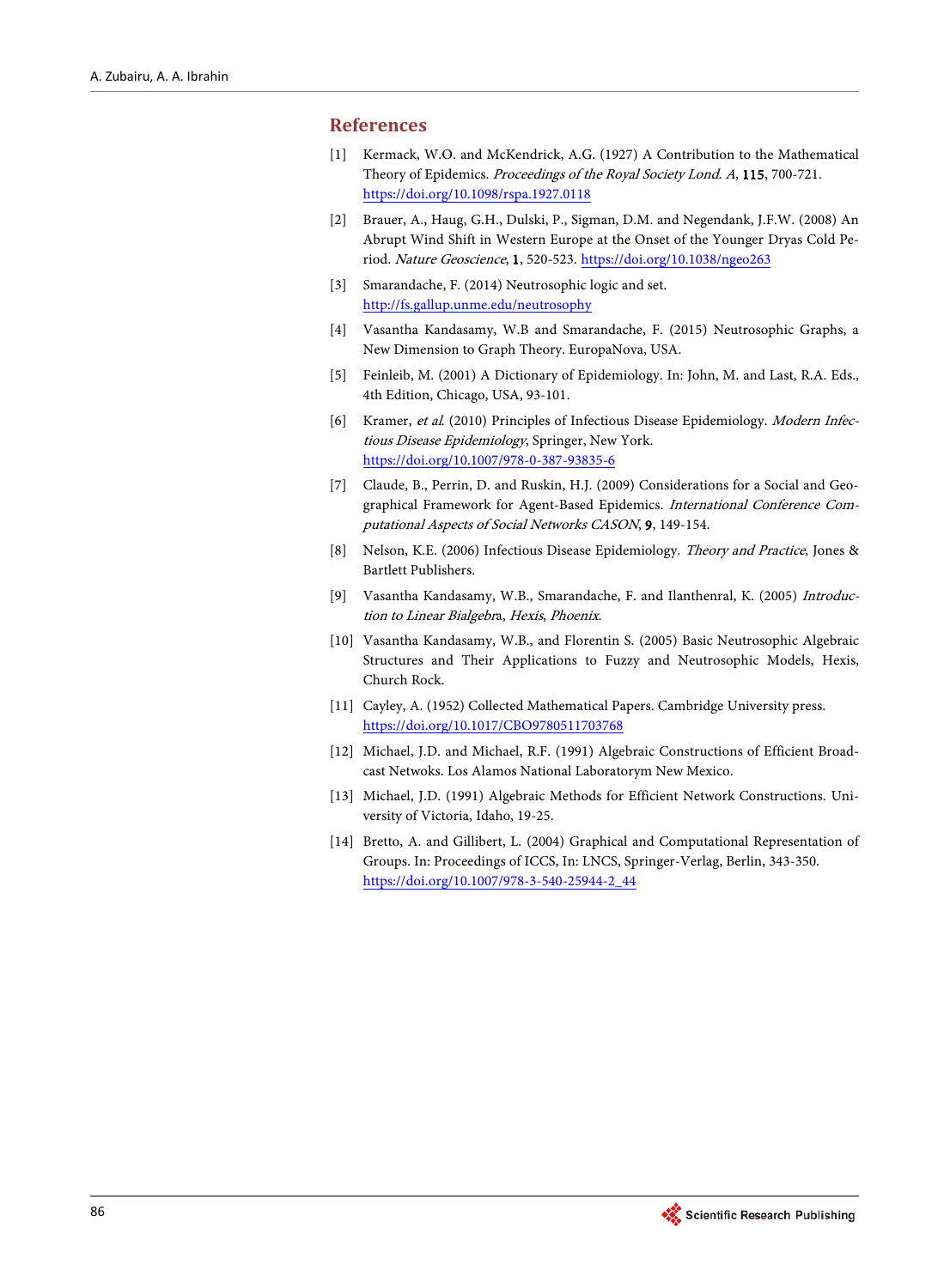## References

[1] Kermack, W.O. and McKendrick, A.G. (1927) A Contribution to the Mathematical Theory of Epidemics. *Proceedings of the Royal Society Lond. A*, **115**, 700-721. https://doi.org/10.1098/rspa.1927.0118

[2] Brauer, A., Haug, G.H., Dulski, P., Sigman, D.M. and Negendank, J.F.W. (2008) An Abrupt Wind Shift in Western Europe at the Onset of the Younger Dryas Cold Period. *Nature Geoscience*, **1**, 520-523. https://doi.org/10.1038/ngeo263

[3] Smarandache, F. (2014) Neutrosophic logic and set. http://fs.gallup.unme.edu/neutrosophy

[4] Vasantha Kandasamy, W.B and Smarandache, F. (2015) Neutrosophic Graphs, a New Dimension to Graph Theory. EuropaNova, USA.

[5] Feinleib, M. (2001) A Dictionary of Epidemiology. In: John, M. and Last, R.A. Eds., 4th Edition, Chicago, USA, 93-101.

[6] Kramer, *et al.* (2010) Principles of Infectious Disease Epidemiology. *Modern Infectious Disease Epidemiology*, Springer, New York. https://doi.org/10.1007/978-0-387-93835-6

[7] Claude, B., Perrin, D. and Ruskin, H.J. (2009) Considerations for a Social and Geographical Framework for Agent-Based Epidemics. *International Conference Computational Aspects of Social Networks CASON*, **9**, 149-154.

[8] Nelson, K.E. (2006) Infectious Disease Epidemiology. *Theory and Practice*, Jones & Bartlett Publishers.

[9] Vasantha Kandasamy, W.B., Smarandache, F. and Ilanthenral, K. (2005) *Introduction to Linear Bialgebr*a, *Hexis*, *Phoenix*.

[10] Vasantha Kandasamy, W.B., and Florentin S. (2005) Basic Neutrosophic Algebraic Structures and Their Applications to Fuzzy and Neutrosophic Models, Hexis, Church Rock.

[11] Cayley, A. (1952) Collected Mathematical Papers. Cambridge University press. https://doi.org/10.1017/CBO9780511703768

[12] Michael, J.D. and Michael, R.F. (1991) Algebraic Constructions of Efficient Broadcast Netwoks. Los Alamos National Laboratorym New Mexico.

[13] Michael, J.D. (1991) Algebraic Methods for Efficient Network Constructions. University of Victoria, Idaho, 19-25.

[14] Bretto, A. and Gillibert, L. (2004) Graphical and Computational Representation of Groups. In: Proceedings of ICCS, In: LNCS, Springer-Verlag, Berlin, 343-350. https://doi.org/10.1007/978-3-540-25944-2_44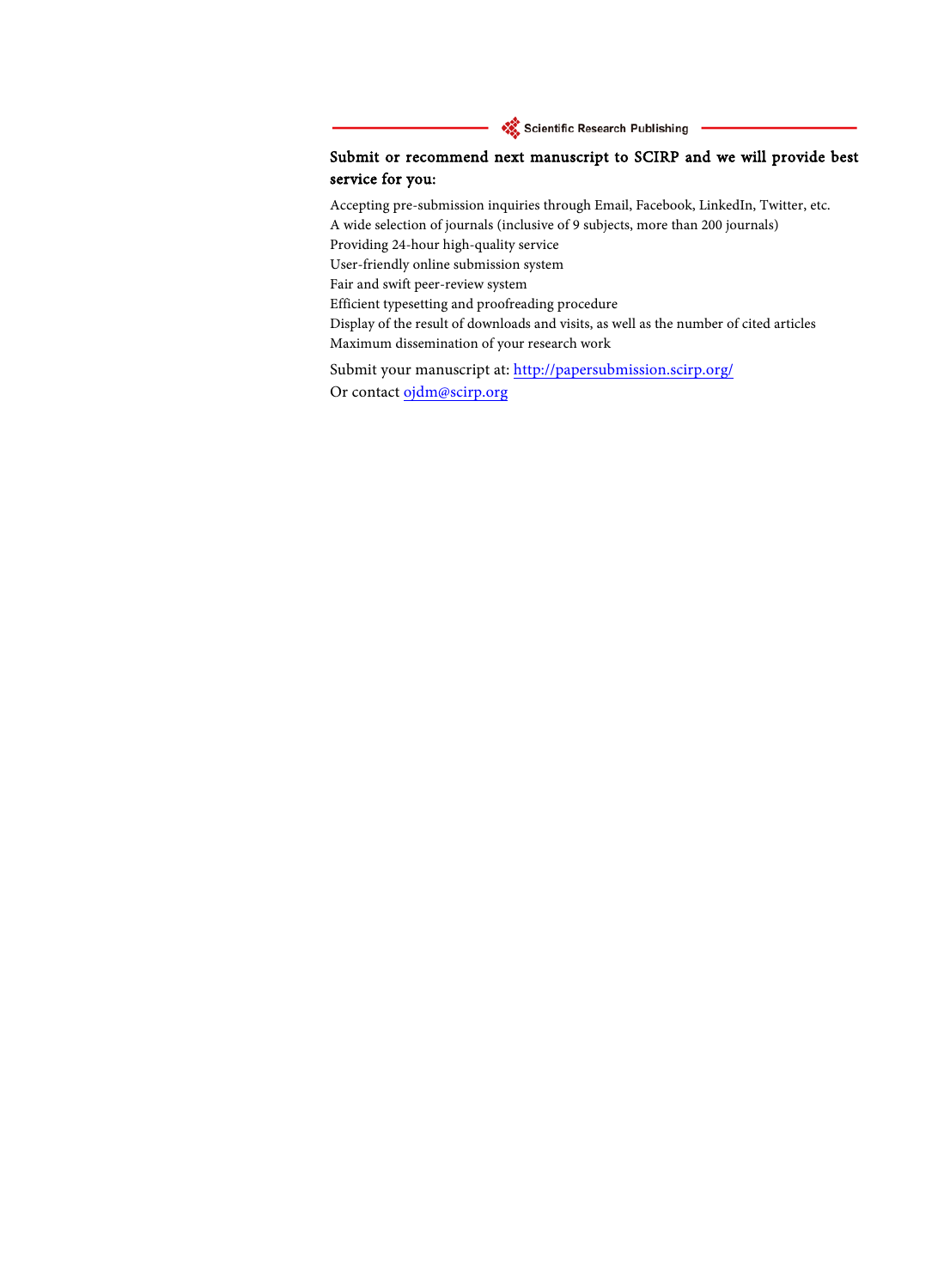Scientific Research Publishing

**Submit or recommend next manuscript to SCIRP and we will provide best service for you:**

Accepting pre-submission inquiries through Email, Facebook, LinkedIn, Twitter, etc.
A wide selection of journals (inclusive of 9 subjects, more than 200 journals)
Providing 24-hour high-quality service
User-friendly online submission system
Fair and swift peer-review system
Efficient typesetting and proofreading procedure
Display of the result of downloads and visits, as well as the number of cited articles
Maximum dissemination of your research work

Submit your manuscript at: http://papersubmission.scirp.org/
Or contact ojdm@scirp.org